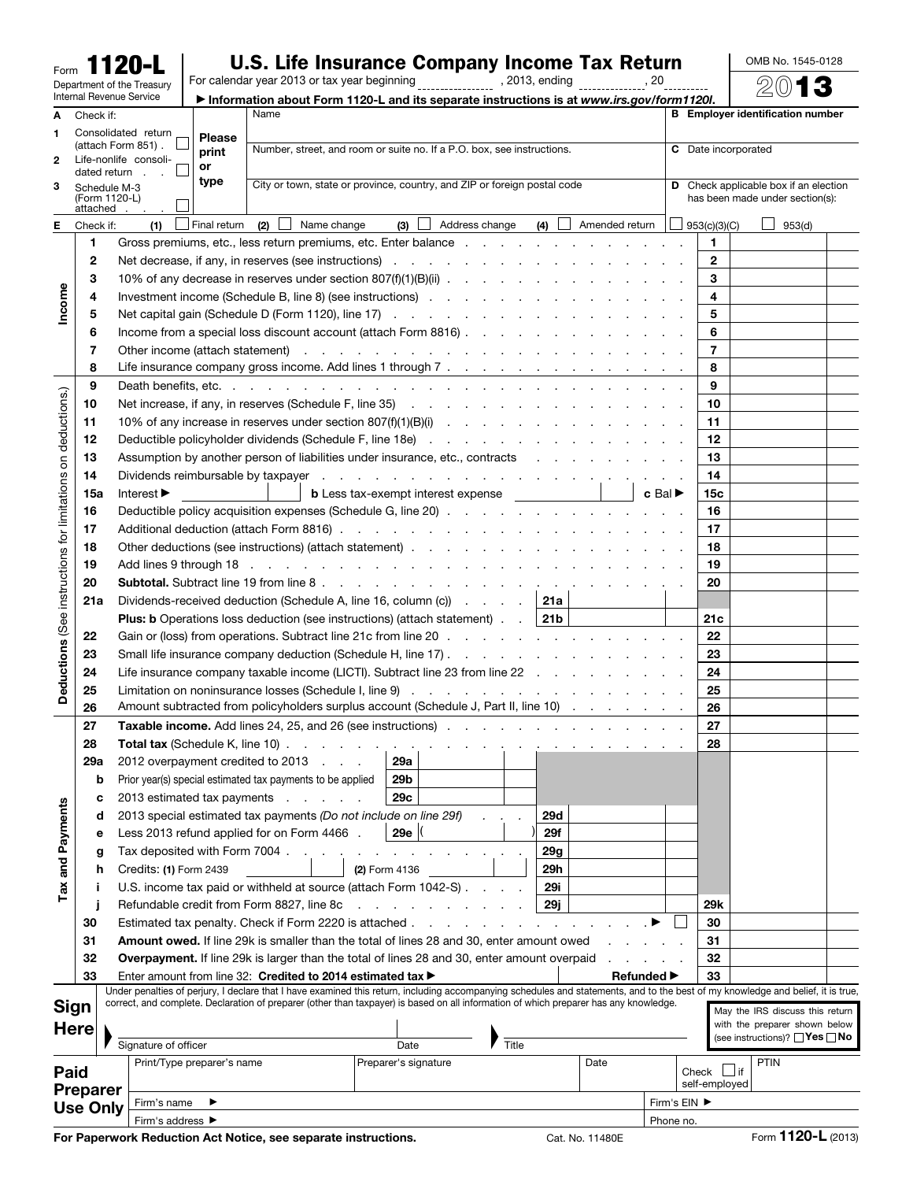Form **1120-L**

Department of the Treasury
Internal Revenue Service

# U.S. Life Insurance Company Income Tax Return

For calendar year 2013 or tax year beginning ____________, 2013, ending ____________, 20____

▶ Information about Form 1120-L and its separate instructions is at *www.irs.gov/form1120l.*

OMB No. 1545-0128

**2013**

| | | |
|---|---|---|
| **A** Check if: | Name | **B** Employer identification number |
| **1** Consolidated return (attach Form 851) . ☐ | Number, street, and room or suite no. If a P.O. box, see instructions. | **C** Date incorporated |
| **2** Life-nonlife consolidated return . . ☐ | City or town, state or province, country, and ZIP or foreign postal code | **D** Check applicable box if an election has been made under section(s): |
| **3** Schedule M-3 (Form 1120-L) attached . . ☐ | Please print or type | ☐ 953(c)(3)(C) ☐ 953(d) |

**E** Check if: **(1)** ☐ Final return **(2)** ☐ Name change **(3)** ☐ Address change **(4)** ☐ Amended return

**Income**

| | | | |
|---|---|---|---|
| 1 | Gross premiums, etc., less return premiums, etc. Enter balance | 1 | |
| 2 | Net decrease, if any, in reserves (see instructions) | 2 | |
| 3 | 10% of any decrease in reserves under section 807(f)(1)(B)(ii) | 3 | |
| 4 | Investment income (Schedule B, line 8) (see instructions) | 4 | |
| 5 | Net capital gain (Schedule D (Form 1120), line 17) | 5 | |
| 6 | Income from a special loss discount account (attach Form 8816) | 6 | |
| 7 | Other income (attach statement) | 7 | |
| 8 | Life insurance company gross income. Add lines 1 through 7 | 8 | |

**Deductions** (See instructions for limitations on deductions.)

| | | | |
|---|---|---|---|
| 9 | Death benefits, etc. | 9 | |
| 10 | Net increase, if any, in reserves (Schedule F, line 35) | 10 | |
| 11 | 10% of any increase in reserves under section 807(f)(1)(B)(i) | 11 | |
| 12 | Deductible policyholder dividends (Schedule F, line 18e) | 12 | |
| 13 | Assumption by another person of liabilities under insurance, etc., contracts | 13 | |
| 14 | Dividends reimbursable by taxpayer | 14 | |
| 15a | Interest ▶ ______ **b** Less tax-exempt interest expense ______ **c** Bal ▶ | 15c | |
| 16 | Deductible policy acquisition expenses (Schedule G, line 20) | 16 | |
| 17 | Additional deduction (attach Form 8816) | 17 | |
| 18 | Other deductions (see instructions) (attach statement) | 18 | |
| 19 | Add lines 9 through 18 | 19 | |
| 20 | **Subtotal.** Subtract line 19 from line 8 | 20 | |
| 21a | Dividends-received deduction (Schedule A, line 16, column (c)) . . . **21a** | | |
| | **Plus: b** Operations loss deduction (see instructions) (attach statement) . . **21b** | 21c | |
| 22 | Gain or (loss) from operations. Subtract line 21c from line 20 | 22 | |
| 23 | Small life insurance company deduction (Schedule H, line 17) | 23 | |
| 24 | Life insurance company taxable income (LICTI). Subtract line 23 from line 22 | 24 | |
| 25 | Limitation on noninsurance losses (Schedule I, line 9) | 25 | |
| 26 | Amount subtracted from policyholders surplus account (Schedule J, Part II, line 10) | 26 | |

**Tax and Payments**

| | | | |
|---|---|---|---|
| 27 | **Taxable income.** Add lines 24, 25, and 26 (see instructions) | 27 | |
| 28 | **Total tax** (Schedule K, line 10) | 28 | |
| 29a | 2012 overpayment credited to 2013 . . . **29a** | | |
| b | Prior year(s) special estimated tax payments to be applied **29b** | | |
| c | 2013 estimated tax payments . . . **29c** | | |
| d | 2013 special estimated tax payments *(Do not include on line 29f)* . . . **29d** | | |
| e | Less 2013 refund applied for on Form 4466 . **29e** ( ) **29f** | | |
| g | Tax deposited with Form 7004 . . . **29g** | | |
| h | Credits: **(1)** Form 2439 ______ **(2)** Form 4136 ______ **29h** | | |
| i | U.S. income tax paid or withheld at source (attach Form 1042-S) . . . **29i** | | |
| j | Refundable credit from Form 8827, line 8c . . . **29j** | 29k | |
| 30 | Estimated tax penalty. Check if Form 2220 is attached . . . ▶ ☐ | 30 | |
| 31 | **Amount owed.** If line 29k is smaller than the total of lines 28 and 30, enter amount owed | 31 | |
| 32 | **Overpayment.** If line 29k is larger than the total of lines 28 and 30, enter amount overpaid | 32 | |
| 33 | Enter amount from line 32: **Credited to 2014 estimated tax ▶** **Refunded ▶** | 33 | |

**Sign Here**

Under penalties of perjury, I declare that I have examined this return, including accompanying schedules and statements, and to the best of my knowledge and belief, it is true, correct, and complete. Declaration of preparer (other than taxpayer) is based on all information of which preparer has any knowledge.

▶ Signature of officer ______ Date ______ ▶ Title ______

May the IRS discuss this return with the preparer shown below (see instructions)? ☐ **Yes** ☐ **No**

**Paid Preparer Use Only**

| Print/Type preparer's name | Preparer's signature | Date | Check ☐ if self-employed | PTIN |
|---|---|---|---|---|
| Firm's name ▶ | | | Firm's EIN ▶ | |
| Firm's address ▶ | | | Phone no. | |

**For Paperwork Reduction Act Notice, see separate instructions.** Cat. No. 11480E Form **1120-L** (2013)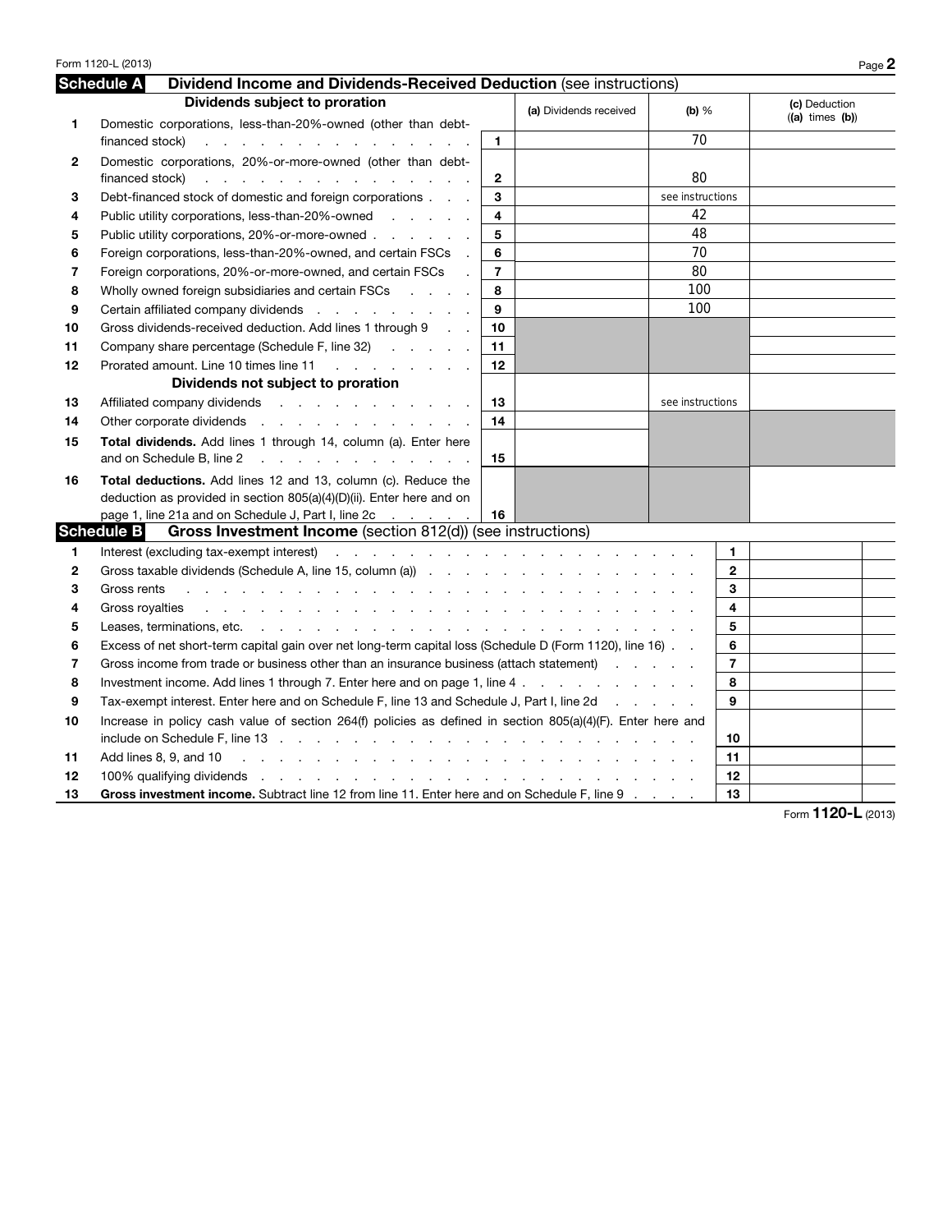## Schedule A Dividend Income and Dividends-Received Deduction (see instructions)

| | Dividends subject to proration | | (a) Dividends received | (b) % | (c) Deduction ((a) times (b)) |
|---|---|---|---|---|---|
| 1 | Domestic corporations, less-than-20%-owned (other than debt-financed stock) | 1 | | 70 | |
| 2 | Domestic corporations, 20%-or-more-owned (other than debt-financed stock) | 2 | | 80 | |
| 3 | Debt-financed stock of domestic and foreign corporations | 3 | | see instructions | |
| 4 | Public utility corporations, less-than-20%-owned | 4 | | 42 | |
| 5 | Public utility corporations, 20%-or-more-owned | 5 | | 48 | |
| 6 | Foreign corporations, less-than-20%-owned, and certain FSCs | 6 | | 70 | |
| 7 | Foreign corporations, 20%-or-more-owned, and certain FSCs | 7 | | 80 | |
| 8 | Wholly owned foreign subsidiaries and certain FSCs | 8 | | 100 | |
| 9 | Certain affiliated company dividends | 9 | | 100 | |
| 10 | Gross dividends-received deduction. Add lines 1 through 9 | 10 | | | |
| 11 | Company share percentage (Schedule F, line 32) | 11 | | | |
| 12 | Prorated amount. Line 10 times line 11 | 12 | | | |
| | **Dividends not subject to proration** | | | | |
| 13 | Affiliated company dividends | 13 | | see instructions | |
| 14 | Other corporate dividends | 14 | | | |
| 15 | **Total dividends.** Add lines 1 through 14, column (a). Enter here and on Schedule B, line 2 | 15 | | | |
| 16 | **Total deductions.** Add lines 12 and 13, column (c). Reduce the deduction as provided in section 805(a)(4)(D)(ii). Enter here and on page 1, line 21a and on Schedule J, Part I, line 2c | 16 | | | |

## Schedule B Gross Investment Income (section 812(d)) (see instructions)

| | | | |
|---|---|---|---|
| 1 | Interest (excluding tax-exempt interest) | 1 | |
| 2 | Gross taxable dividends (Schedule A, line 15, column (a)) | 2 | |
| 3 | Gross rents | 3 | |
| 4 | Gross royalties | 4 | |
| 5 | Leases, terminations, etc. | 5 | |
| 6 | Excess of net short-term capital gain over net long-term capital loss (Schedule D (Form 1120), line 16) | 6 | |
| 7 | Gross income from trade or business other than an insurance business (attach statement) | 7 | |
| 8 | Investment income. Add lines 1 through 7. Enter here and on page 1, line 4 | 8 | |
| 9 | Tax-exempt interest. Enter here and on Schedule F, line 13 and Schedule J, Part I, line 2d | 9 | |
| 10 | Increase in policy cash value of section 264(f) policies as defined in section 805(a)(4)(F). Enter here and include on Schedule F, line 13 | 10 | |
| 11 | Add lines 8, 9, and 10 | 11 | |
| 12 | 100% qualifying dividends | 12 | |
| 13 | **Gross investment income.** Subtract line 12 from line 11. Enter here and on Schedule F, line 9 | 13 | |

Form **1120-L** (2013)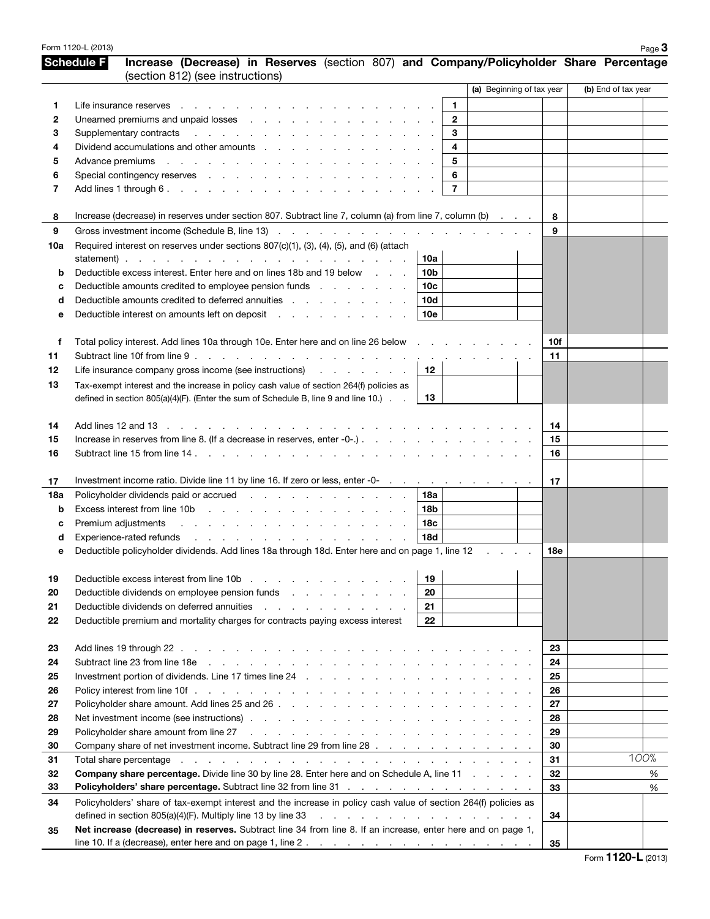## Schedule F — Increase (Decrease) in Reserves (section 807) and Company/Policyholder Share Percentage (section 812) (see instructions)

| | | | (a) Beginning of tax year | (b) End of tax year |
|---|---|---|---|---|
| 1 | Life insurance reserves | 1 | | |
| 2 | Unearned premiums and unpaid losses | 2 | | |
| 3 | Supplementary contracts | 3 | | |
| 4 | Dividend accumulations and other amounts | 4 | | |
| 5 | Advance premiums | 5 | | |
| 6 | Special contingency reserves | 6 | | |
| 7 | Add lines 1 through 6 | 7 | | |

| | | | | | |
|---|---|---|---|---|---|
| 8 | Increase (decrease) in reserves under section 807. Subtract line 7, column (a) from line 7, column (b) | | | 8 | |
| 9 | Gross investment income (Schedule B, line 13) | | | 9 | |
| 10a | Required interest on reserves under sections 807(c)(1), (3), (4), (5), and (6) (attach statement) | 10a | | | |
| b | Deductible excess interest. Enter here and on lines 18b and 19 below | 10b | | | |
| c | Deductible amounts credited to employee pension funds | 10c | | | |
| d | Deductible amounts credited to deferred annuities | 10d | | | |
| e | Deductible interest on amounts left on deposit | 10e | | | |
| f | Total policy interest. Add lines 10a through 10e. Enter here and on line 26 below | | | 10f | |
| 11 | Subtract line 10f from line 9 | | | 11 | |
| 12 | Life insurance company gross income (see instructions) | 12 | | | |
| 13 | Tax-exempt interest and the increase in policy cash value of section 264(f) policies as defined in section 805(a)(4)(F). (Enter the sum of Schedule B, line 9 and line 10.) | 13 | | | |
| 14 | Add lines 12 and 13 | | | 14 | |
| 15 | Increase in reserves from line 8. (If a decrease in reserves, enter -0-.) | | | 15 | |
| 16 | Subtract line 15 from line 14 | | | 16 | |
| 17 | Investment income ratio. Divide line 11 by line 16. If zero or less, enter -0- | | | 17 | |
| 18a | Policyholder dividends paid or accrued | 18a | | | |
| b | Excess interest from line 10b | 18b | | | |
| c | Premium adjustments | 18c | | | |
| d | Experience-rated refunds | 18d | | | |
| e | Deductible policyholder dividends. Add lines 18a through 18d. Enter here and on page 1, line 12 | | | 18e | |
| 19 | Deductible excess interest from line 10b | 19 | | | |
| 20 | Deductible dividends on employee pension funds | 20 | | | |
| 21 | Deductible dividends on deferred annuities | 21 | | | |
| 22 | Deductible premium and mortality charges for contracts paying excess interest | 22 | | | |
| 23 | Add lines 19 through 22 | | | 23 | |
| 24 | Subtract line 23 from line 18e | | | 24 | |
| 25 | Investment portion of dividends. Line 17 times line 24 | | | 25 | |
| 26 | Policy interest from line 10f | | | 26 | |
| 27 | Policyholder share amount. Add lines 25 and 26 | | | 27 | |
| 28 | Net investment income (see instructions) | | | 28 | |
| 29 | Policyholder share amount from line 27 | | | 29 | |
| 30 | Company share of net investment income. Subtract line 29 from line 28 | | | 30 | |
| 31 | Total share percentage | | | 31 | 100% |
| 32 | **Company share percentage.** Divide line 30 by line 28. Enter here and on Schedule A, line 11 | | | 32 | % |
| 33 | **Policyholders' share percentage.** Subtract line 32 from line 31 | | | 33 | % |
| 34 | Policyholders' share of tax-exempt interest and the increase in policy cash value of section 264(f) policies as defined in section 805(a)(4)(F). Multiply line 13 by line 33 | | | 34 | |
| 35 | **Net increase (decrease) in reserves.** Subtract line 34 from line 8. If an increase, enter here and on page 1, line 10. If a (decrease), enter here and on page 1, line 2 | | | 35 | |

Form **1120-L** (2013)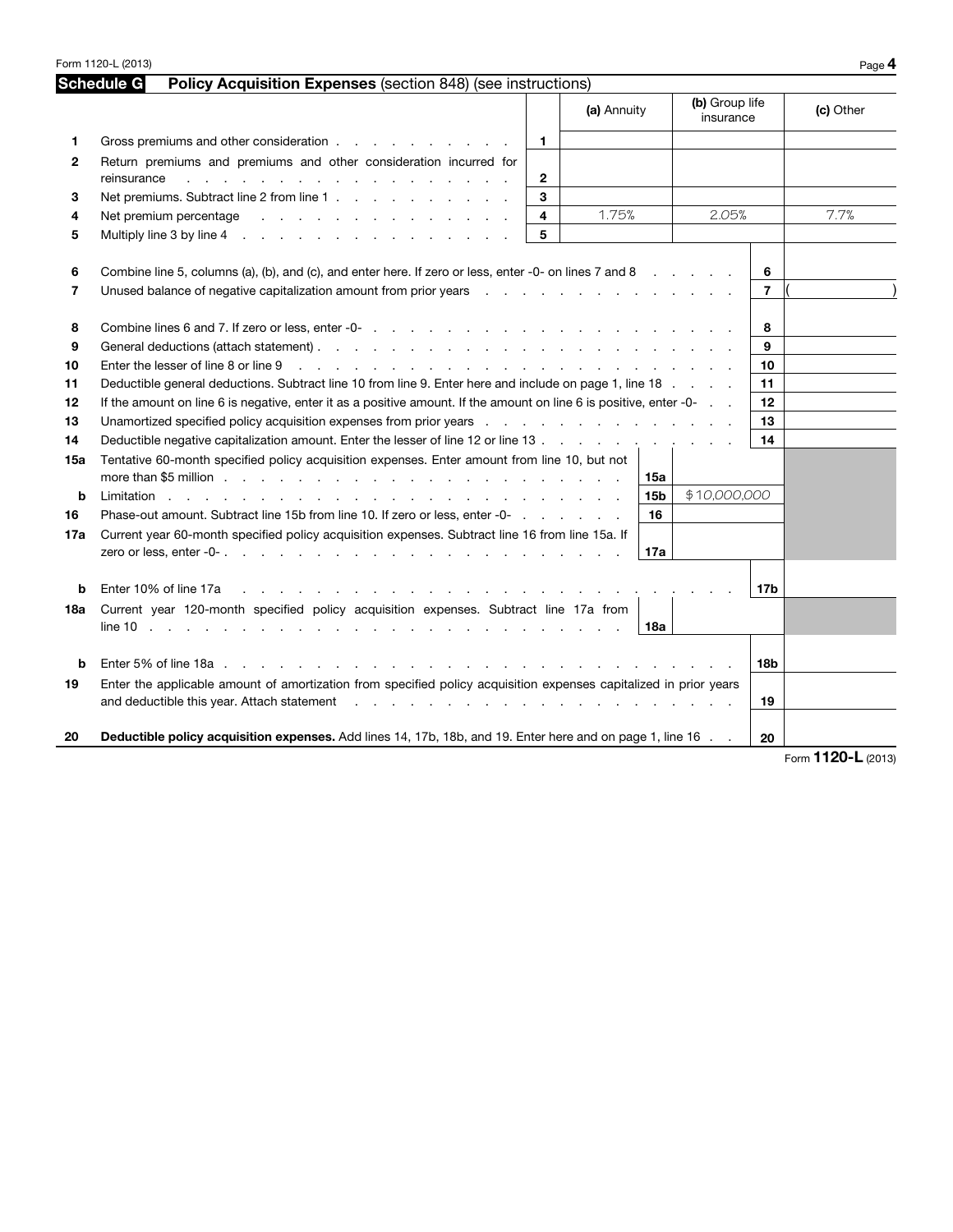## Schedule G Policy Acquisition Expenses (section 848) (see instructions)

| | | | (a) Annuity | (b) Group life insurance | (c) Other |
|---|---|---|---|---|---|
| 1 | Gross premiums and other consideration | 1 | | | |
| 2 | Return premiums and premiums and other consideration incurred for reinsurance | 2 | | | |
| 3 | Net premiums. Subtract line 2 from line 1 | 3 | | | |
| 4 | Net premium percentage | 4 | 1.75% | 2.05% | 7.7% |
| 5 | Multiply line 3 by line 4 | 5 | | | |

| | | | | |
|---|---|---|---|---|
| 6 | Combine line 5, columns (a), (b), and (c), and enter here. If zero or less, enter -0- on lines 7 and 8 | | 6 | |
| 7 | Unused balance of negative capitalization amount from prior years | | 7 | ( ) |
| 8 | Combine lines 6 and 7. If zero or less, enter -0- | | 8 | |
| 9 | General deductions (attach statement) | | 9 | |
| 10 | Enter the lesser of line 8 or line 9 | | 10 | |
| 11 | Deductible general deductions. Subtract line 10 from line 9. Enter here and include on page 1, line 18 | | 11 | |
| 12 | If the amount on line 6 is negative, enter it as a positive amount. If the amount on line 6 is positive, enter -0- | | 12 | |
| 13 | Unamortized specified policy acquisition expenses from prior years | | 13 | |
| 14 | Deductible negative capitalization amount. Enter the lesser of line 12 or line 13 | | 14 | |
| 15a | Tentative 60-month specified policy acquisition expenses. Enter amount from line 10, but not more than $5 million | 15a | | |
| b | Limitation | 15b | $10,000,000 | |
| 16 | Phase-out amount. Subtract line 15b from line 10. If zero or less, enter -0- | 16 | | |
| 17a | Current year 60-month specified policy acquisition expenses. Subtract line 16 from line 15a. If zero or less, enter -0- | 17a | | |
| b | Enter 10% of line 17a | | 17b | |
| 18a | Current year 120-month specified policy acquisition expenses. Subtract line 17a from line 10 | 18a | | |
| b | Enter 5% of line 18a | | 18b | |
| 19 | Enter the applicable amount of amortization from specified policy acquisition expenses capitalized in prior years and deductible this year. Attach statement | | 19 | |
| 20 | **Deductible policy acquisition expenses.** Add lines 14, 17b, 18b, and 19. Enter here and on page 1, line 16 | | 20 | |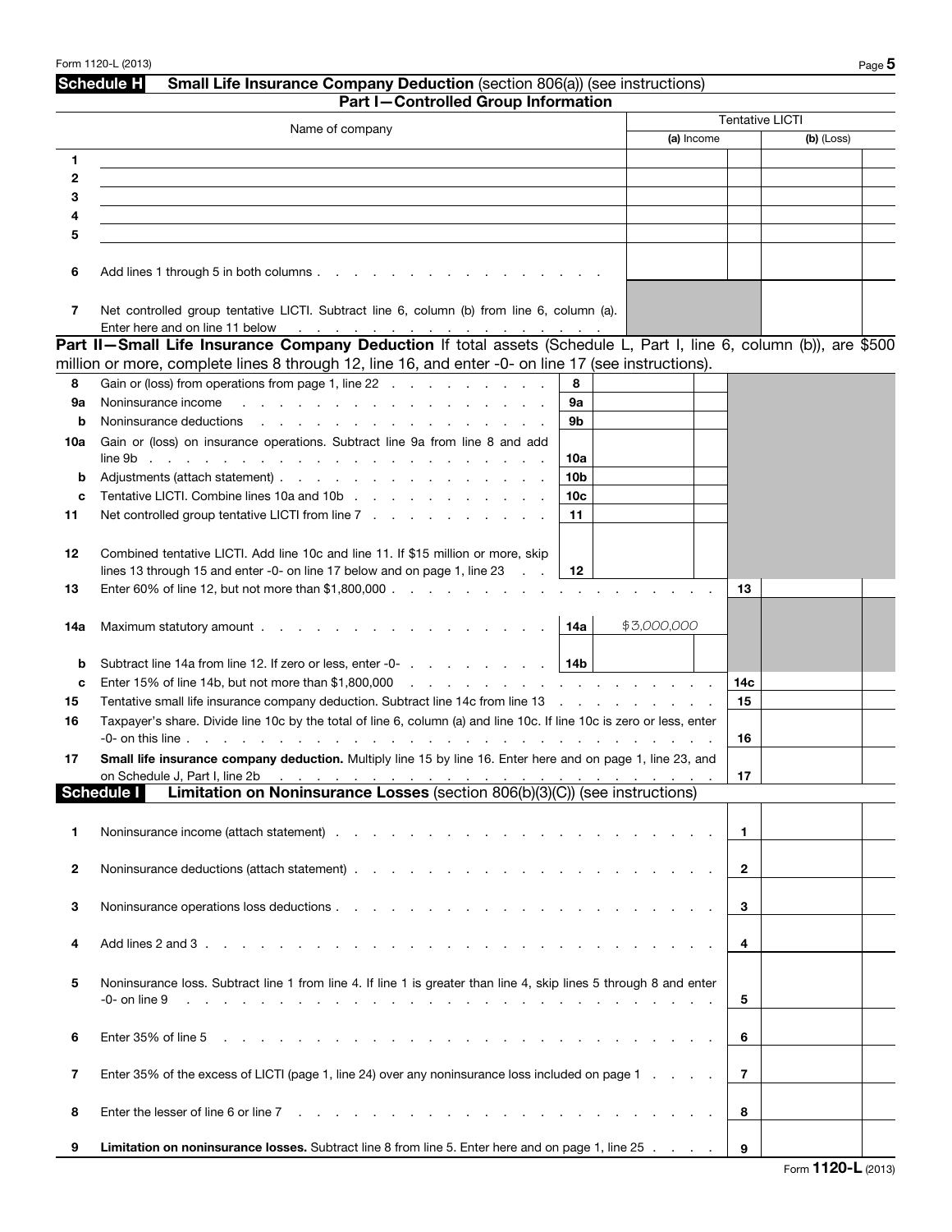## Schedule H Small Life Insurance Company Deduction (section 806(a)) (see instructions)

### Part I—Controlled Group Information

| | Name of company | Tentative LICTI (a) Income | Tentative LICTI (b) (Loss) |
|---|---|---|---|
| 1 | | | |
| 2 | | | |
| 3 | | | |
| 4 | | | |
| 5 | | | |
| 6 | Add lines 1 through 5 in both columns | | |
| 7 | Net controlled group tentative LICTI. Subtract line 6, column (b) from line 6, column (a). Enter here and on line 11 below | | |

### Part II—Small Life Insurance Company Deduction

If total assets (Schedule L, Part I, line 6, column (b)), are $500 million or more, complete lines 8 through 12, line 16, and enter -0- on line 17 (see instructions).

| | | | | | |
|---|---|---|---|---|---|
| 8 | Gain or (loss) from operations from page 1, line 22 | 8 | | | |
| 9a | Noninsurance income | 9a | | | |
| b | Noninsurance deductions | 9b | | | |
| 10a | Gain or (loss) on insurance operations. Subtract line 9a from line 8 and add line 9b | 10a | | | |
| b | Adjustments (attach statement) | 10b | | | |
| c | Tentative LICTI. Combine lines 10a and 10b | 10c | | | |
| 11 | Net controlled group tentative LICTI from line 7 | 11 | | | |
| 12 | Combined tentative LICTI. Add line 10c and line 11. If $15 million or more, skip lines 13 through 15 and enter -0- on line 17 below and on page 1, line 23 | 12 | | | |
| 13 | Enter 60% of line 12, but not more than $1,800,000 | | | 13 | |
| 14a | Maximum statutory amount | 14a | $3,000,000 | | |
| b | Subtract line 14a from line 12. If zero or less, enter -0- | 14b | | | |
| c | Enter 15% of line 14b, but not more than $1,800,000 | | | 14c | |
| 15 | Tentative small life insurance company deduction. Subtract line 14c from line 13 | | | 15 | |
| 16 | Taxpayer's share. Divide line 10c by the total of line 6, column (a) and line 10c. If line 10c is zero or less, enter -0- on this line | | | 16 | |
| 17 | **Small life insurance company deduction.** Multiply line 15 by line 16. Enter here and on page 1, line 23, and on Schedule J, Part I, line 2b | | | 17 | |

## Schedule I Limitation on Noninsurance Losses (section 806(b)(3)(C)) (see instructions)

| | | | |
|---|---|---|---|
| 1 | Noninsurance income (attach statement) | 1 | |
| 2 | Noninsurance deductions (attach statement) | 2 | |
| 3 | Noninsurance operations loss deductions | 3 | |
| 4 | Add lines 2 and 3 | 4 | |
| 5 | Noninsurance loss. Subtract line 1 from line 4. If line 1 is greater than line 4, skip lines 5 through 8 and enter -0- on line 9 | 5 | |
| 6 | Enter 35% of line 5 | 6 | |
| 7 | Enter 35% of the excess of LICTI (page 1, line 24) over any noninsurance loss included on page 1 | 7 | |
| 8 | Enter the lesser of line 6 or line 7 | 8 | |
| 9 | **Limitation on noninsurance losses.** Subtract line 8 from line 5. Enter here and on page 1, line 25 | 9 | |

Form **1120-L** (2013)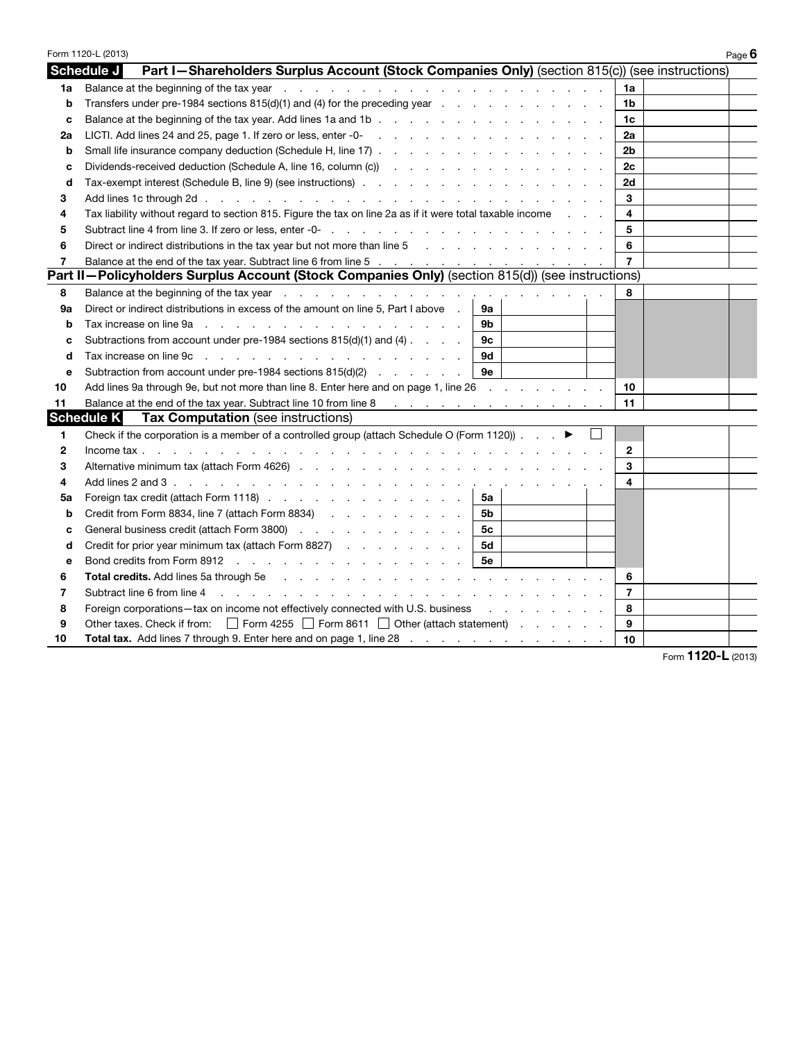## Schedule J Part I—Shareholders Surplus Account (Stock Companies Only) (section 815(c)) (see instructions)

| | | | | |
|---|---|---|---|---|
| 1a | Balance at the beginning of the tax year | 1a | | |
| b | Transfers under pre-1984 sections 815(d)(1) and (4) for the preceding year | 1b | | |
| c | Balance at the beginning of the tax year. Add lines 1a and 1b | 1c | | |
| 2a | LICTI. Add lines 24 and 25, page 1. If zero or less, enter -0- | 2a | | |
| b | Small life insurance company deduction (Schedule H, line 17) | 2b | | |
| c | Dividends-received deduction (Schedule A, line 16, column (c)) | 2c | | |
| d | Tax-exempt interest (Schedule B, line 9) (see instructions) | 2d | | |
| 3 | Add lines 1c through 2d | 3 | | |
| 4 | Tax liability without regard to section 815. Figure the tax on line 2a as if it were total taxable income | 4 | | |
| 5 | Subtract line 4 from line 3. If zero or less, enter -0- | 5 | | |
| 6 | Direct or indirect distributions in the tax year but not more than line 5 | 6 | | |
| 7 | Balance at the end of the tax year. Subtract line 6 from line 5 | 7 | | |

## Part II—Policyholders Surplus Account (Stock Companies Only) (section 815(d)) (see instructions)

| | | | | | | |
|---|---|---|---|---|---|---|
| 8 | Balance at the beginning of the tax year | | | 8 | | |
| 9a | Direct or indirect distributions in excess of the amount on line 5, Part I above | 9a | | | | |
| b | Tax increase on line 9a | 9b | | | | |
| c | Subtractions from account under pre-1984 sections 815(d)(1) and (4) | 9c | | | | |
| d | Tax increase on line 9c | 9d | | | | |
| e | Subtraction from account under pre-1984 sections 815(d)(2) | 9e | | | | |
| 10 | Add lines 9a through 9e, but not more than line 8. Enter here and on page 1, line 26 | | | 10 | | |
| 11 | Balance at the end of the tax year. Subtract line 10 from line 8 | | | 11 | | |

## Schedule K Tax Computation (see instructions)

| | | | | | | |
|---|---|---|---|---|---|---|
| 1 | Check if the corporation is a member of a controlled group (attach Schedule O (Form 1120)) ▶ ☐ | | | | | |
| 2 | Income tax | | | 2 | | |
| 3 | Alternative minimum tax (attach Form 4626) | | | 3 | | |
| 4 | Add lines 2 and 3 | | | 4 | | |
| 5a | Foreign tax credit (attach Form 1118) | 5a | | | | |
| b | Credit from Form 8834, line 7 (attach Form 8834) | 5b | | | | |
| c | General business credit (attach Form 3800) | 5c | | | | |
| d | Credit for prior year minimum tax (attach Form 8827) | 5d | | | | |
| e | Bond credits from Form 8912 | 5e | | | | |
| 6 | **Total credits.** Add lines 5a through 5e | | | 6 | | |
| 7 | Subtract line 6 from line 4 | | | 7 | | |
| 8 | Foreign corporations—tax on income not effectively connected with U.S. business | | | 8 | | |
| 9 | Other taxes. Check if from: ☐ Form 4255 ☐ Form 8611 ☐ Other (attach statement) | | | 9 | | |
| 10 | **Total tax.** Add lines 7 through 9. Enter here and on page 1, line 28 | | | 10 | | |

Form **1120-L** (2013)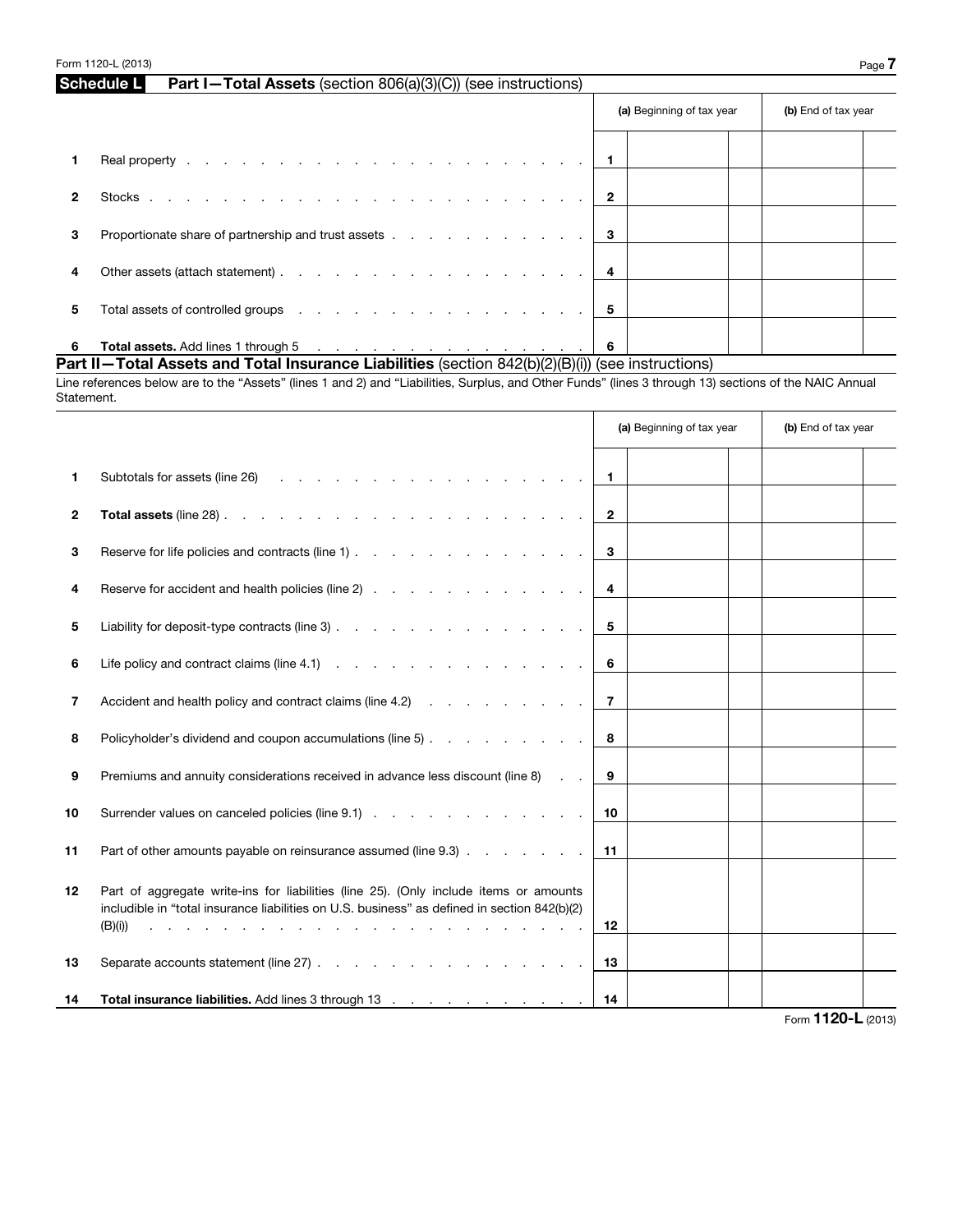## Schedule L Part I—Total Assets (section 806(a)(3)(C)) (see instructions)

| | | | (a) Beginning of tax year | (b) End of tax year |
|---|---|---|---|---|
| 1 | Real property | 1 | | |
| 2 | Stocks | 2 | | |
| 3 | Proportionate share of partnership and trust assets | 3 | | |
| 4 | Other assets (attach statement) | 4 | | |
| 5 | Total assets of controlled groups | 5 | | |
| 6 | **Total assets.** Add lines 1 through 5 | 6 | | |

## Part II—Total Assets and Total Insurance Liabilities (section 842(b)(2)(B)(i)) (see instructions)

Line references below are to the "Assets" (lines 1 and 2) and "Liabilities, Surplus, and Other Funds" (lines 3 through 13) sections of the NAIC Annual Statement.

| | | | (a) Beginning of tax year | (b) End of tax year |
|---|---|---|---|---|
| 1 | Subtotals for assets (line 26) | 1 | | |
| 2 | **Total assets** (line 28) | 2 | | |
| 3 | Reserve for life policies and contracts (line 1) | 3 | | |
| 4 | Reserve for accident and health policies (line 2) | 4 | | |
| 5 | Liability for deposit-type contracts (line 3) | 5 | | |
| 6 | Life policy and contract claims (line 4.1) | 6 | | |
| 7 | Accident and health policy and contract claims (line 4.2) | 7 | | |
| 8 | Policyholder's dividend and coupon accumulations (line 5) | 8 | | |
| 9 | Premiums and annuity considerations received in advance less discount (line 8) | 9 | | |
| 10 | Surrender values on canceled policies (line 9.1) | 10 | | |
| 11 | Part of other amounts payable on reinsurance assumed (line 9.3) | 11 | | |
| 12 | Part of aggregate write-ins for liabilities (line 25). (Only include items or amounts includible in "total insurance liabilities on U.S. business" as defined in section 842(b)(2)(B)(i)) | 12 | | |
| 13 | Separate accounts statement (line 27) | 13 | | |
| 14 | **Total insurance liabilities.** Add lines 3 through 13 | 14 | | |

Form **1120-L** (2013)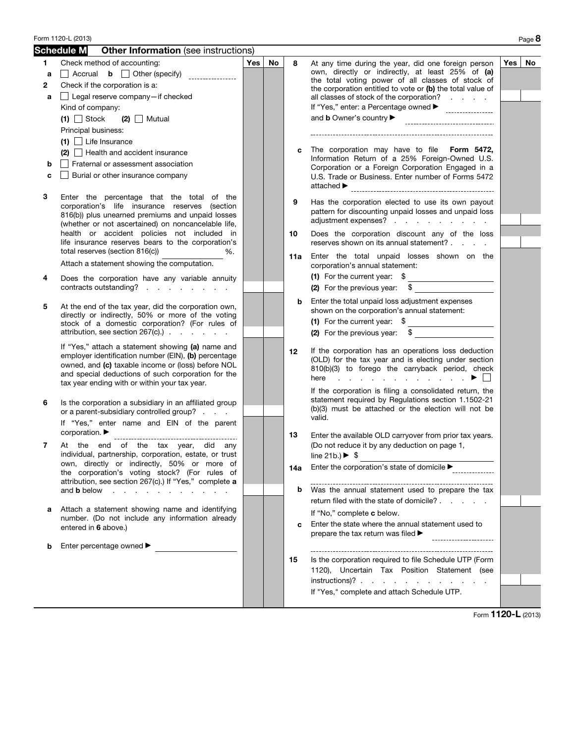## Schedule M — Other Information (see instructions)

| | | Yes | No |
|---|---|---|---|
| **1** | Check method of accounting: | | |
| **a** | ☐ Accrual **b** ☐ Other (specify) ________ | | |
| **2** | Check if the corporation is a: | | |
| **a** | ☐ Legal reserve company—if checked<br>Kind of company:<br>**(1)** ☐ Stock **(2)** ☐ Mutual<br>Principal business:<br>**(1)** ☐ Life Insurance<br>**(2)** ☐ Health and accident insurance | | |
| **b** | ☐ Fraternal or assessment association | | |
| **c** | ☐ Burial or other insurance company | | |
| **3** | Enter the percentage that the total of the corporation's life insurance reserves (section 816(b)) plus unearned premiums and unpaid losses (whether or not ascertained) on noncancelable life, health or accident policies not included in life insurance reserves bears to the corporation's total reserves (section 816(c)) ________ %.<br>Attach a statement showing the computation. | | |
| **4** | Does the corporation have any variable annuity contracts outstanding? . . . . . . . . . | | |
| **5** | At the end of the tax year, did the corporation own, directly or indirectly, 50% or more of the voting stock of a domestic corporation? (For rules of attribution, see section 267(c).) . . . . . . .<br>If "Yes," attach a statement showing **(a)** name and employer identification number (EIN), **(b)** percentage owned, and **(c)** taxable income or (loss) before NOL and special deductions of such corporation for the tax year ending with or within your tax year. | | |
| **6** | Is the corporation a subsidiary in an affiliated group or a parent-subsidiary controlled group? . . . .<br>If "Yes," enter name and EIN of the parent corporation. ► ________ | | |
| **7** | At the end of the tax year, did any individual, partnership, corporation, estate, or trust own, directly or indirectly, 50% or more of the corporation's voting stock? (For rules of attribution, see section 267(c).) If "Yes," complete **a** and **b** below . . . . . . . . . . . . . | | |
| **a** | Attach a statement showing name and identifying number. (Do not include any information already entered in **6** above.) | | |
| **b** | Enter percentage owned ► ________ | | |
| **8** | At any time during the year, did one foreign person own, directly or indirectly, at least 25% of **(a)** the total voting power of all classes of stock of the corporation entitled to vote or **(b)** the total value of all classes of stock of the corporation? . . . . .<br>If "Yes," enter: a Percentage owned ► ________<br>and **b** Owner's country ► ________ | | |
| **c** | The corporation may have to file **Form 5472,** Information Return of a 25% Foreign-Owned U.S. Corporation or a Foreign Corporation Engaged in a U.S. Trade or Business. Enter number of Forms 5472 attached ► ________ | | |
| **9** | Has the corporation elected to use its own payout pattern for discounting unpaid losses and unpaid loss adjustment expenses? . . . . . . . . . . | | |
| **10** | Does the corporation discount any of the loss reserves shown on its annual statement? . . . . . | | |
| **11a** | Enter the total unpaid losses shown on the corporation's annual statement:<br>**(1)** For the current year: $ ________<br>**(2)** For the previous year: $ ________ | | |
| **b** | Enter the total unpaid loss adjustment expenses shown on the corporation's annual statement:<br>**(1)** For the current year: $ ________<br>**(2)** For the previous year: $ ________ | | |
| **12** | If the corporation has an operations loss deduction (OLD) for the tax year and is electing under section 810(b)(3) to forego the carryback period, check here . . . . . . . . . . . . . . ► ☐<br>If the corporation is filing a consolidated return, the statement required by Regulations section 1.1502-21 (b)(3) must be attached or the election will not be valid. | | |
| **13** | Enter the available OLD carryover from prior tax years. (Do not reduce it by any deduction on page 1, line 21b.) ► $ ________ | | |
| **14a** | Enter the corporation's state of domicile ► ________ | | |
| **b** | Was the annual statement used to prepare the tax return filed with the state of domicile? . . . . . .<br>If "No," complete **c** below. | | |
| **c** | Enter the state where the annual statement used to prepare the tax return was filed ► ________ | | |
| **15** | Is the corporation required to file Schedule UTP (Form 1120), Uncertain Tax Position Statement (see instructions)? . . . . . . . . . . . . . . .<br>If "Yes," complete and attach Schedule UTP. | | |

Form **1120-L** (2013)